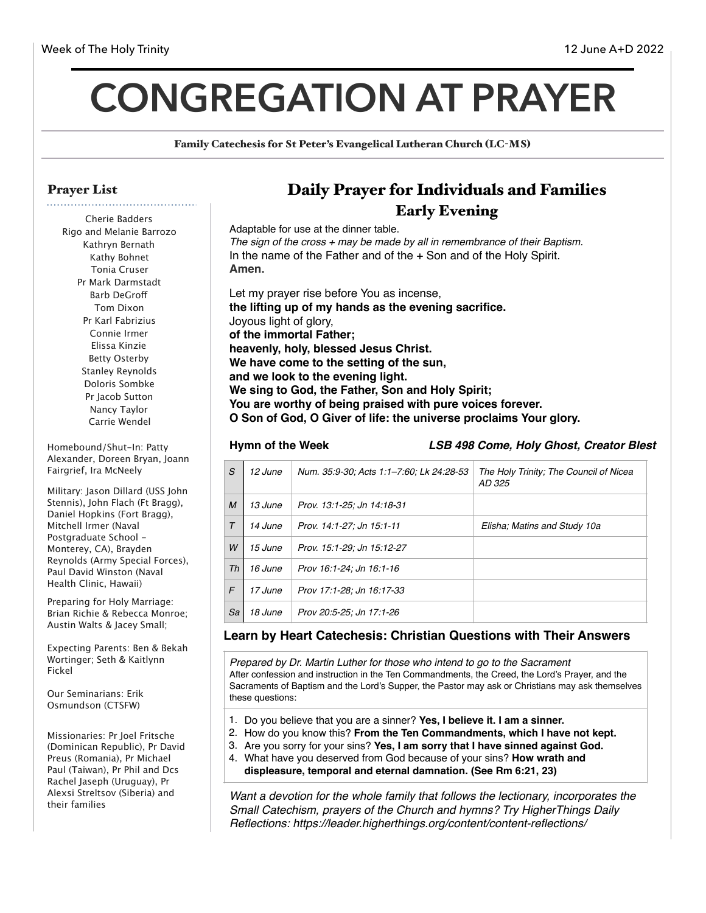Week of The Holy Trinity | 12 June A+D 2022

# CONGREGATION AT PRAYER

**Family Catechesis for St Peter's Evangelical Lutheran Church (LC-MS)**

## Prayer List

Cherie Badders
Rigo and Melanie Barrozo
Kathryn Bernath
Kathy Bohnet
Tonia Cruser
Pr Mark Darmstadt
Barb DeGroff
Tom Dixon
Pr Karl Fabrizius
Connie Irmer
Elissa Kinzie
Betty Osterby
Stanley Reynolds
Doloris Sombke
Pr Jacob Sutton
Nancy Taylor
Carrie Wendel

Homebound/Shut-In: Patty Alexander, Doreen Bryan, Joann Fairgrief, Ira McNeely

Military: Jason Dillard (USS John Stennis), John Flach (Ft Bragg), Daniel Hopkins (Fort Bragg), Mitchell Irmer (Naval Postgraduate School - Monterey, CA), Brayden Reynolds (Army Special Forces), Paul David Winston (Naval Health Clinic, Hawaii)

Preparing for Holy Marriage: Brian Richie & Rebecca Monroe; Austin Walts & Jacey Small;

Expecting Parents: Ben & Bekah Wortinger; Seth & Kaitlynn Fickel

Our Seminarians: Erik Osmundson (CTSFW)

Missionaries: Pr Joel Fritsche (Dominican Republic), Pr David Preus (Romania), Pr Michael Paul (Taiwan), Pr Phil and Dcs Rachel Jaseph (Uruguay), Pr Alexsi Streltsov (Siberia) and their families

## Daily Prayer for Individuals and Families

### Early Evening

Adaptable for use at the dinner table.
*The sign of the cross + may be made by all in remembrance of their Baptism.*
In the name of the Father and of the + Son and of the Holy Spirit.
**Amen.**

Let my prayer rise before You as incense,
**the lifting up of my hands as the evening sacrifice.**
Joyous light of glory,
**of the immortal Father;**
**heavenly, holy, blessed Jesus Christ.**
**We have come to the setting of the sun,**
**and we look to the evening light.**
**We sing to God, the Father, Son and Holy Spirit;**
**You are worthy of being praised with pure voices forever.**
**O Son of God, O Giver of life: the universe proclaims Your glory.**

**Hymn of the Week** — ***LSB 498 Come, Holy Ghost, Creator Blest***

| | | | |
|---|---|---|---|
| *S* | *12 June* | *Num. 35:9-30; Acts 1:1–7:60; Lk 24:28-53* | *The Holy Trinity; The Council of Nicea AD 325* |
| *M* | *13 June* | *Prov. 13:1-25; Jn 14:18-31* | |
| *T* | *14 June* | *Prov. 14:1-27; Jn 15:1-11* | *Elisha; Matins and Study 10a* |
| *W* | *15 June* | *Prov. 15:1-29; Jn 15:12-27* | |
| *Th* | *16 June* | *Prov 16:1-24; Jn 16:1-16* | |
| *F* | *17 June* | *Prov 17:1-28; Jn 16:17-33* | |
| *Sa* | *18 June* | *Prov 20:5-25; Jn 17:1-26* | |

### Learn by Heart Catechesis: Christian Questions with Their Answers

*Prepared by Dr. Martin Luther for those who intend to go to the Sacrament*
After confession and instruction in the Ten Commandments, the Creed, the Lord's Prayer, and the Sacraments of Baptism and the Lord's Supper, the Pastor may ask or Christians may ask themselves these questions:

1. Do you believe that you are a sinner? **Yes, I believe it. I am a sinner.**
2. How do you know this? **From the Ten Commandments, which I have not kept.**
3. Are you sorry for your sins? **Yes, I am sorry that I have sinned against God.**
4. What have you deserved from God because of your sins? **How wrath and displeasure, temporal and eternal damnation. (See Rm 6:21, 23)**

*Want a devotion for the whole family that follows the lectionary, incorporates the Small Catechism, prayers of the Church and hymns? Try HigherThings Daily Reflections: https://leader.higherthings.org/content/content-reflections/*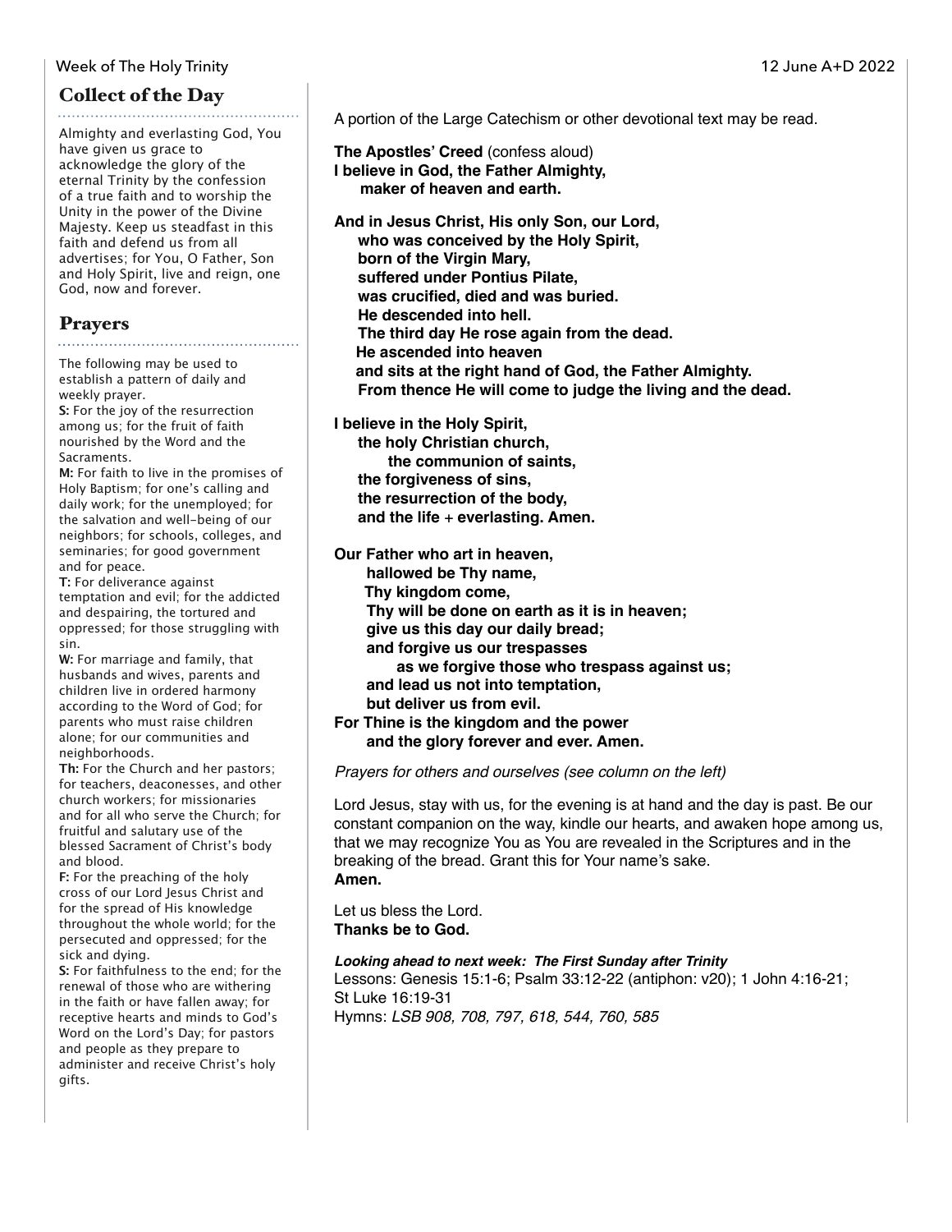## Collect of the Day

Almighty and everlasting God, You have given us grace to acknowledge the glory of the eternal Trinity by the confession of a true faith and to worship the Unity in the power of the Divine Majesty. Keep us steadfast in this faith and defend us from all advertises; for You, O Father, Son and Holy Spirit, live and reign, one God, now and forever.

## Prayers

The following may be used to establish a pattern of daily and weekly prayer.

**S:** For the joy of the resurrection among us; for the fruit of faith nourished by the Word and the Sacraments.

**M:** For faith to live in the promises of Holy Baptism; for one's calling and daily work; for the unemployed; for the salvation and well-being of our neighbors; for schools, colleges, and seminaries; for good government and for peace.

**T:** For deliverance against temptation and evil; for the addicted and despairing, the tortured and oppressed; for those struggling with sin.

**W:** For marriage and family, that husbands and wives, parents and children live in ordered harmony according to the Word of God; for parents who must raise children alone; for our communities and neighborhoods.

**Th:** For the Church and her pastors; for teachers, deaconesses, and other church workers; for missionaries and for all who serve the Church; for fruitful and salutary use of the blessed Sacrament of Christ's body and blood.

**F:** For the preaching of the holy cross of our Lord Jesus Christ and for the spread of His knowledge throughout the whole world; for the persecuted and oppressed; for the sick and dying.

**S:** For faithfulness to the end; for the renewal of those who are withering in the faith or have fallen away; for receptive hearts and minds to God's Word on the Lord's Day; for pastors and people as they prepare to administer and receive Christ's holy gifts.

A portion of the Large Catechism or other devotional text may be read.

**The Apostles' Creed** (confess aloud)
**I believe in God, the Father Almighty,**
**maker of heaven and earth.**

**And in Jesus Christ, His only Son, our Lord,**
**who was conceived by the Holy Spirit,**
**born of the Virgin Mary,**
**suffered under Pontius Pilate,**
**was crucified, died and was buried.**
**He descended into hell.**
**The third day He rose again from the dead.**
**He ascended into heaven**
**and sits at the right hand of God, the Father Almighty.**
**From thence He will come to judge the living and the dead.**

**I believe in the Holy Spirit,**
**the holy Christian church,**
**the communion of saints,**
**the forgiveness of sins,**
**the resurrection of the body,**
**and the life + everlasting. Amen.**

**Our Father who art in heaven,**
**hallowed be Thy name,**
**Thy kingdom come,**
**Thy will be done on earth as it is in heaven;**
**give us this day our daily bread;**
**and forgive us our trespasses**
**as we forgive those who trespass against us;**
**and lead us not into temptation,**
**but deliver us from evil.**
**For Thine is the kingdom and the power**
**and the glory forever and ever. Amen.**

*Prayers for others and ourselves (see column on the left)*

Lord Jesus, stay with us, for the evening is at hand and the day is past. Be our constant companion on the way, kindle our hearts, and awaken hope among us, that we may recognize You as You are revealed in the Scriptures and in the breaking of the bread. Grant this for Your name's sake.
**Amen.**

Let us bless the Lord.
**Thanks be to God.**

***Looking ahead to next week: The First Sunday after Trinity***
Lessons: Genesis 15:1-6; Psalm 33:12-22 (antiphon: v20); 1 John 4:16-21; St Luke 16:19-31
Hymns: *LSB 908, 708, 797, 618, 544, 760, 585*